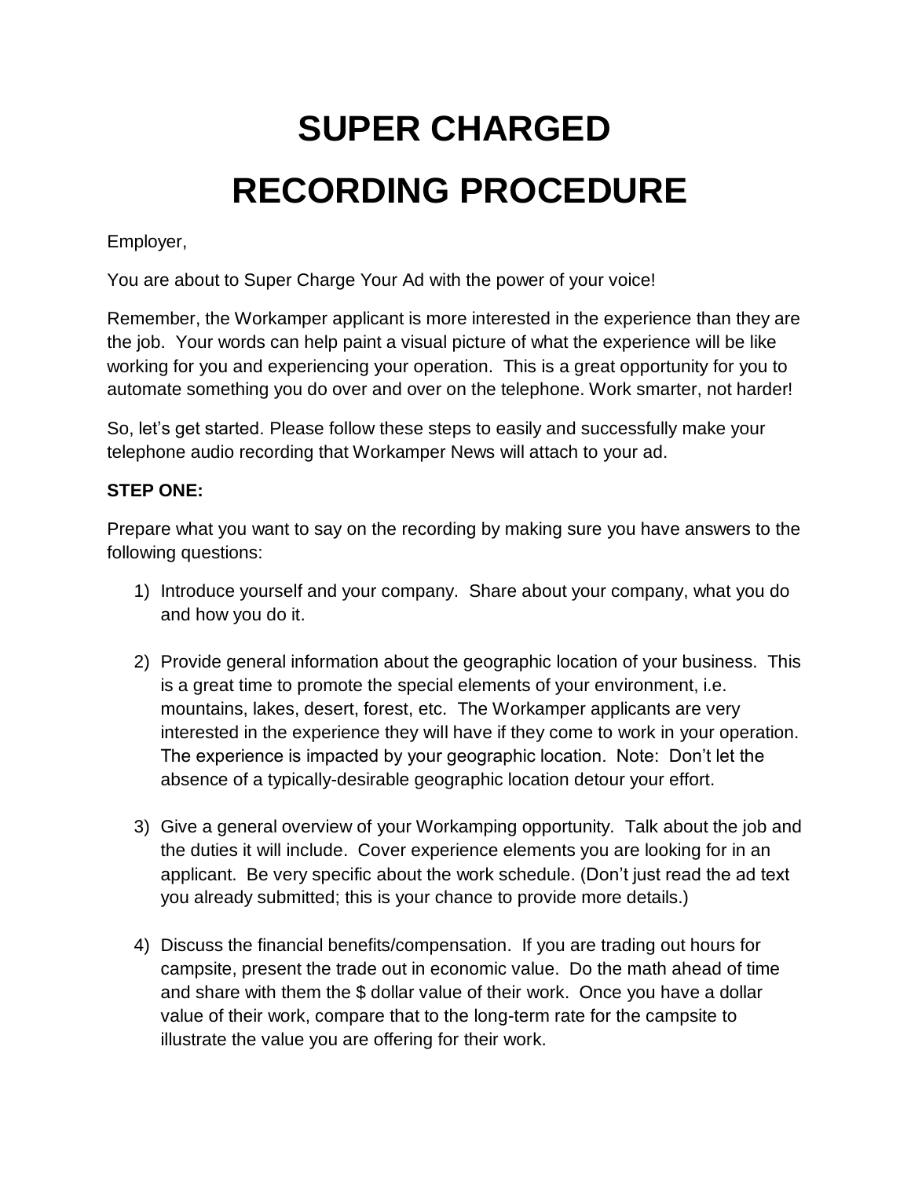# SUPER CHARGED RECORDING PROCEDURE

Employer,

You are about to Super Charge Your Ad with the power of your voice!

Remember, the Workamper applicant is more interested in the experience than they are the job. Your words can help paint a visual picture of what the experience will be like working for you and experiencing your operation. This is a great opportunity for you to automate something you do over and over on the telephone. Work smarter, not harder!

So, let's get started. Please follow these steps to easily and successfully make your telephone audio recording that Workamper News will attach to your ad.

**STEP ONE:**

Prepare what you want to say on the recording by making sure you have answers to the following questions:

1) Introduce yourself and your company. Share about your company, what you do and how you do it.

2) Provide general information about the geographic location of your business. This is a great time to promote the special elements of your environment, i.e. mountains, lakes, desert, forest, etc. The Workamper applicants are very interested in the experience they will have if they come to work in your operation. The experience is impacted by your geographic location. Note: Don't let the absence of a typically-desirable geographic location detour your effort.

3) Give a general overview of your Workamping opportunity. Talk about the job and the duties it will include. Cover experience elements you are looking for in an applicant. Be very specific about the work schedule. (Don't just read the ad text you already submitted; this is your chance to provide more details.)

4) Discuss the financial benefits/compensation. If you are trading out hours for campsite, present the trade out in economic value. Do the math ahead of time and share with them the $ dollar value of their work. Once you have a dollar value of their work, compare that to the long-term rate for the campsite to illustrate the value you are offering for their work.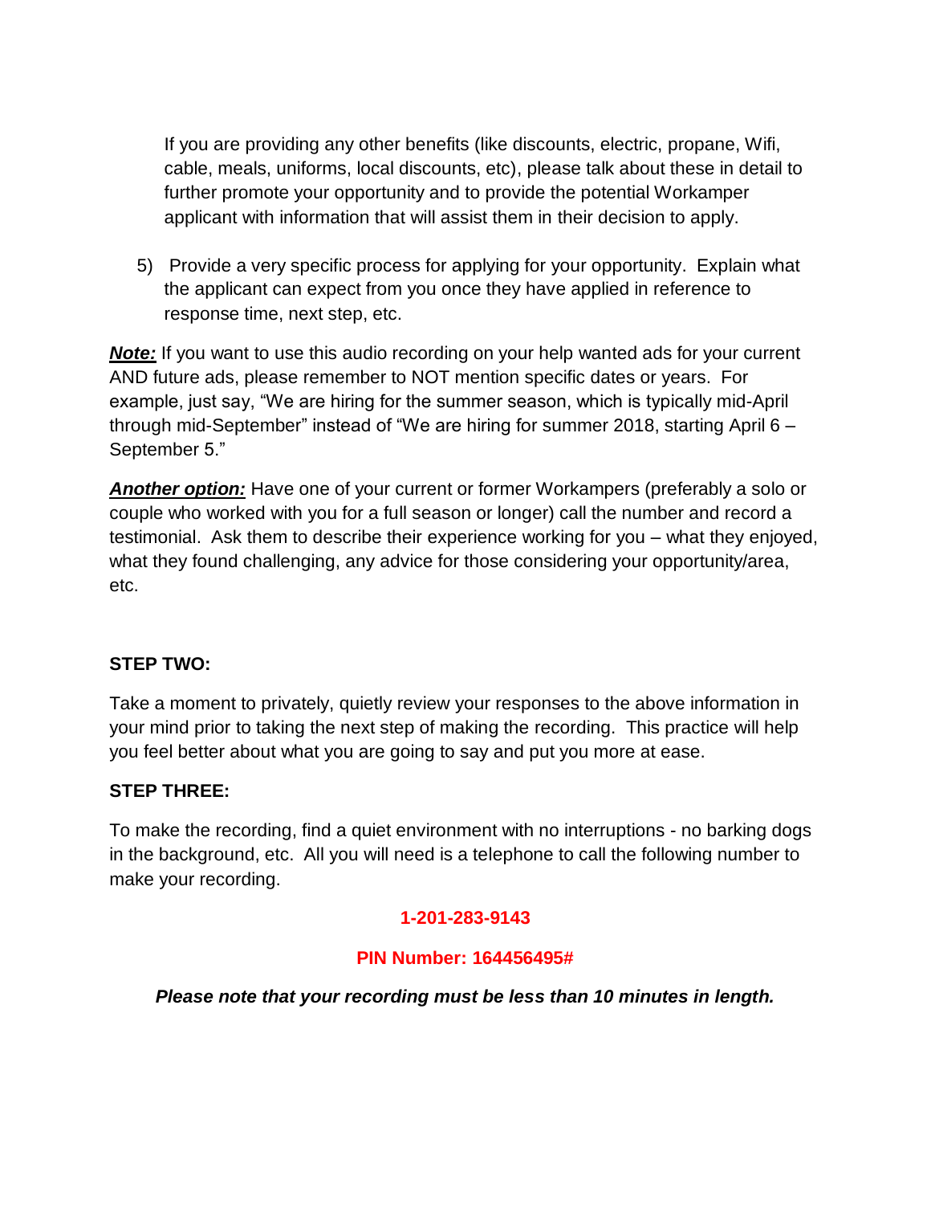If you are providing any other benefits (like discounts, electric, propane, Wifi, cable, meals, uniforms, local discounts, etc), please talk about these in detail to further promote your opportunity and to provide the potential Workamper applicant with information that will assist them in their decision to apply.

5) Provide a very specific process for applying for your opportunity. Explain what the applicant can expect from you once they have applied in reference to response time, next step, etc.

***Note:*** If you want to use this audio recording on your help wanted ads for your current AND future ads, please remember to NOT mention specific dates or years. For example, just say, "We are hiring for the summer season, which is typically mid-April through mid-September" instead of "We are hiring for summer 2018, starting April 6 – September 5."

***Another option:*** Have one of your current or former Workampers (preferably a solo or couple who worked with you for a full season or longer) call the number and record a testimonial. Ask them to describe their experience working for you – what they enjoyed, what they found challenging, any advice for those considering your opportunity/area, etc.

**STEP TWO:**

Take a moment to privately, quietly review your responses to the above information in your mind prior to taking the next step of making the recording. This practice will help you feel better about what you are going to say and put you more at ease.

**STEP THREE:**

To make the recording, find a quiet environment with no interruptions - no barking dogs in the background, etc. All you will need is a telephone to call the following number to make your recording.

**1-201-283-9143**

**PIN Number: 164456495#**

***Please note that your recording must be less than 10 minutes in length.***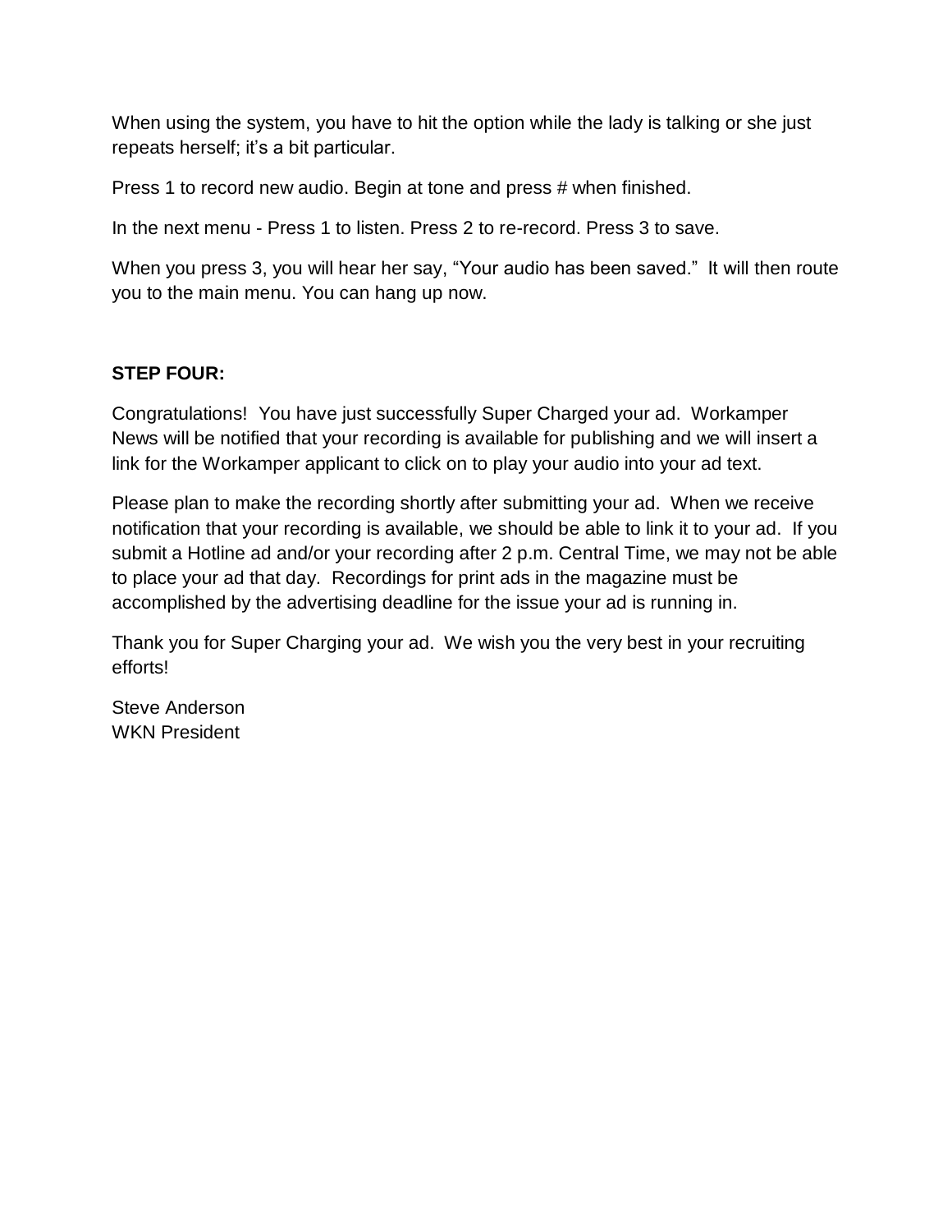When using the system, you have to hit the option while the lady is talking or she just repeats herself; it's a bit particular.

Press 1 to record new audio. Begin at tone and press # when finished.

In the next menu - Press 1 to listen. Press 2 to re-record. Press 3 to save.

When you press 3, you will hear her say, "Your audio has been saved." It will then route you to the main menu. You can hang up now.

**STEP FOUR:**

Congratulations! You have just successfully Super Charged your ad. Workamper News will be notified that your recording is available for publishing and we will insert a link for the Workamper applicant to click on to play your audio into your ad text.

Please plan to make the recording shortly after submitting your ad. When we receive notification that your recording is available, we should be able to link it to your ad. If you submit a Hotline ad and/or your recording after 2 p.m. Central Time, we may not be able to place your ad that day. Recordings for print ads in the magazine must be accomplished by the advertising deadline for the issue your ad is running in.

Thank you for Super Charging your ad. We wish you the very best in your recruiting efforts!

Steve Anderson
WKN President